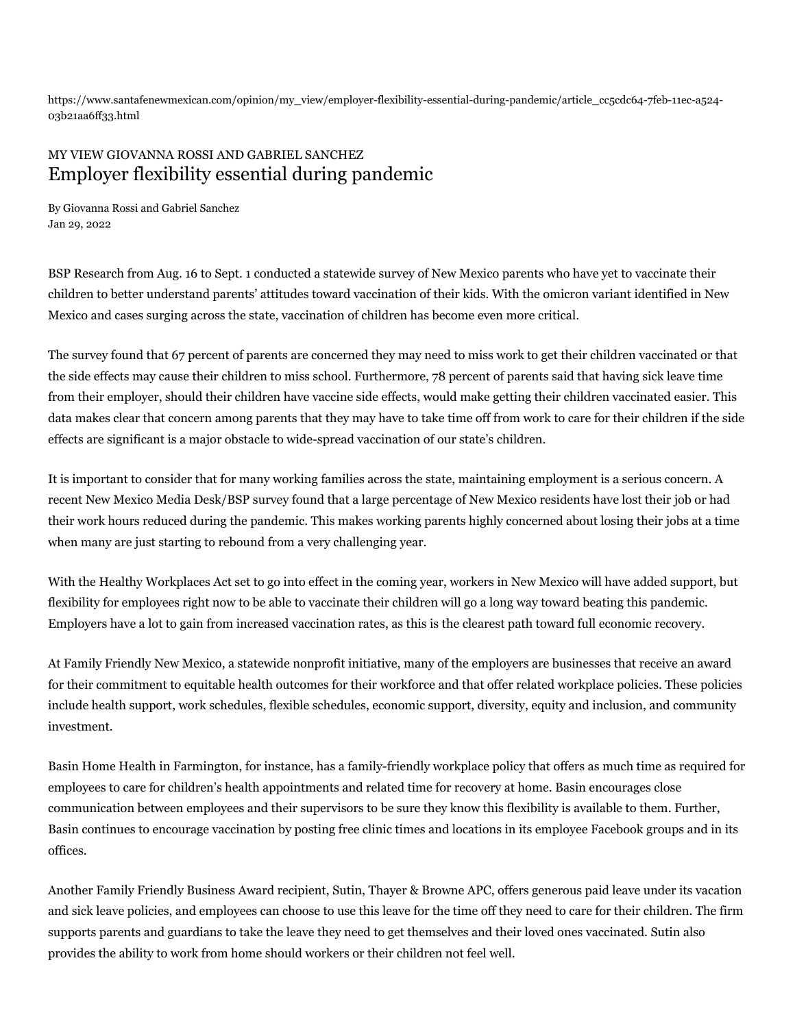https://www.santafenewmexican.com/opinion/my_view/employer-flexibility-essential-during-pandemic/article_cc5cdc64-7feb-11ec-a524-03b21aa6ff33.html

MY VIEW GIOVANNA ROSSI AND GABRIEL SANCHEZ

# Employer flexibility essential during pandemic

By Giovanna Rossi and Gabriel Sanchez
Jan 29, 2022

BSP Research from Aug. 16 to Sept. 1 conducted a statewide survey of New Mexico parents who have yet to vaccinate their children to better understand parents' attitudes toward vaccination of their kids. With the omicron variant identified in New Mexico and cases surging across the state, vaccination of children has become even more critical.

The survey found that 67 percent of parents are concerned they may need to miss work to get their children vaccinated or that the side effects may cause their children to miss school. Furthermore, 78 percent of parents said that having sick leave time from their employer, should their children have vaccine side effects, would make getting their children vaccinated easier. This data makes clear that concern among parents that they may have to take time off from work to care for their children if the side effects are significant is a major obstacle to wide-spread vaccination of our state's children.

It is important to consider that for many working families across the state, maintaining employment is a serious concern. A recent New Mexico Media Desk/BSP survey found that a large percentage of New Mexico residents have lost their job or had their work hours reduced during the pandemic. This makes working parents highly concerned about losing their jobs at a time when many are just starting to rebound from a very challenging year.

With the Healthy Workplaces Act set to go into effect in the coming year, workers in New Mexico will have added support, but flexibility for employees right now to be able to vaccinate their children will go a long way toward beating this pandemic. Employers have a lot to gain from increased vaccination rates, as this is the clearest path toward full economic recovery.

At Family Friendly New Mexico, a statewide nonprofit initiative, many of the employers are businesses that receive an award for their commitment to equitable health outcomes for their workforce and that offer related workplace policies. These policies include health support, work schedules, flexible schedules, economic support, diversity, equity and inclusion, and community investment.

Basin Home Health in Farmington, for instance, has a family-friendly workplace policy that offers as much time as required for employees to care for children's health appointments and related time for recovery at home. Basin encourages close communication between employees and their supervisors to be sure they know this flexibility is available to them. Further, Basin continues to encourage vaccination by posting free clinic times and locations in its employee Facebook groups and in its offices.

Another Family Friendly Business Award recipient, Sutin, Thayer & Browne APC, offers generous paid leave under its vacation and sick leave policies, and employees can choose to use this leave for the time off they need to care for their children. The firm supports parents and guardians to take the leave they need to get themselves and their loved ones vaccinated. Sutin also provides the ability to work from home should workers or their children not feel well.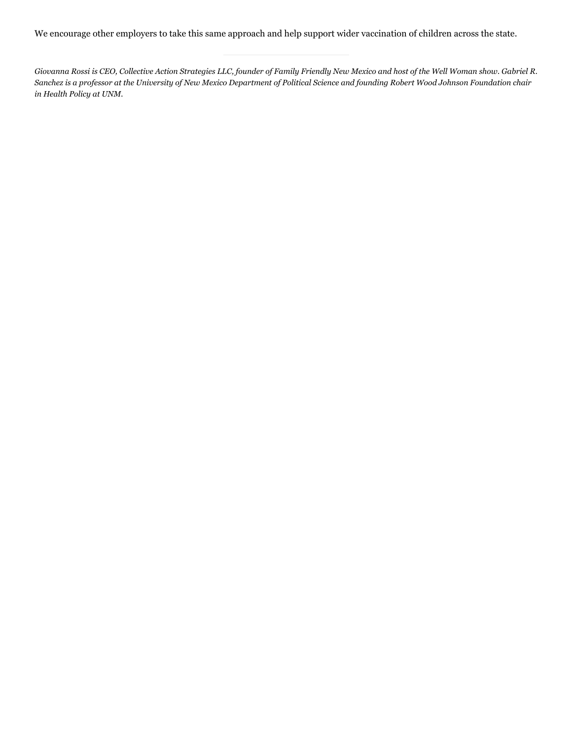We encourage other employers to take this same approach and help support wider vaccination of children across the state.

---

*Giovanna Rossi is CEO, Collective Action Strategies LLC, founder of Family Friendly New Mexico and host of the Well Woman show. Gabriel R. Sanchez is a professor at the University of New Mexico Department of Political Science and founding Robert Wood Johnson Foundation chair in Health Policy at UNM.*